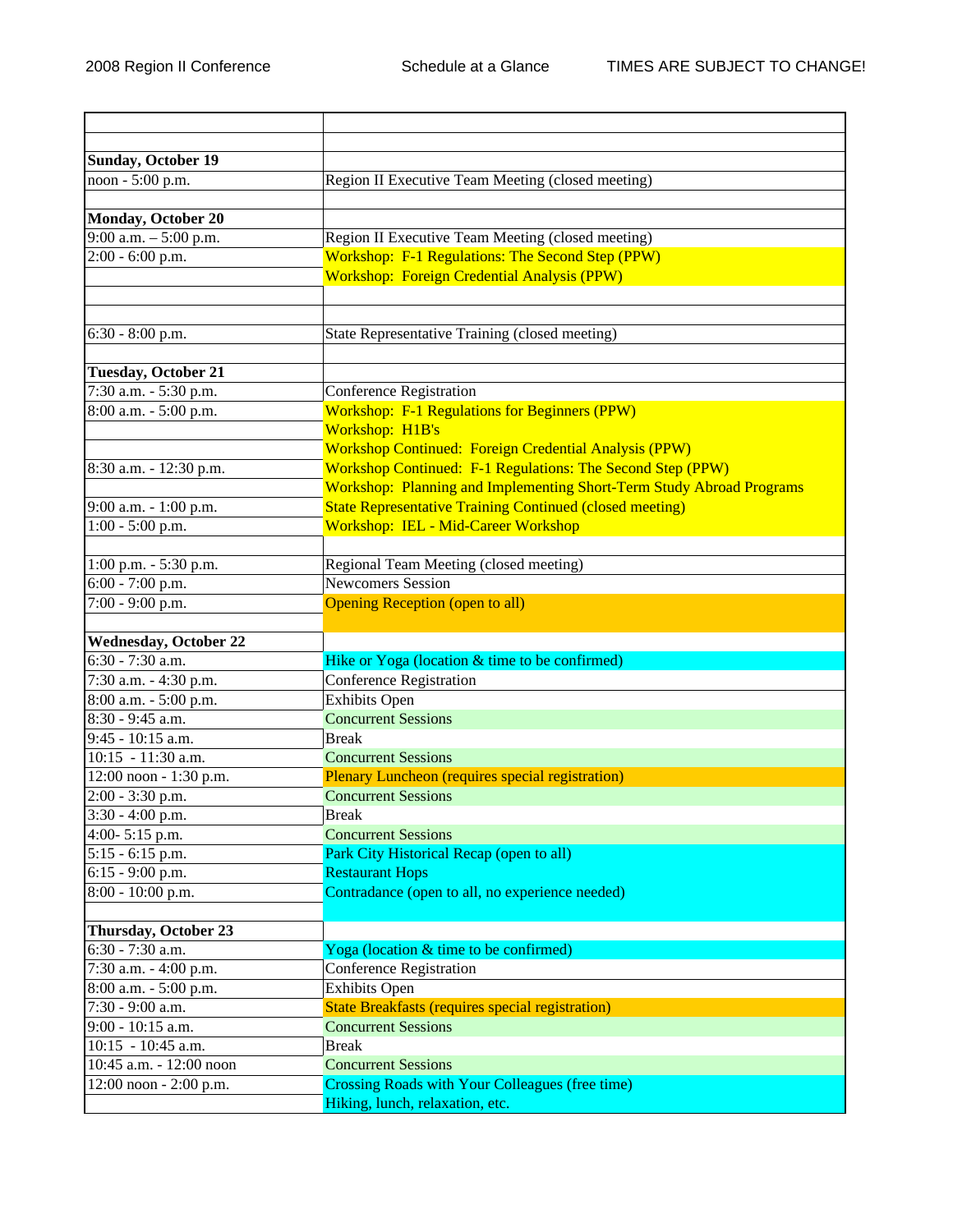2008 Region II Conference Schedule at a Glance TIMES ARE SUBJECT TO CHANGE!

| | |
|---|---|
| | |
| | |
| **Sunday, October 19** | |
| noon - 5:00 p.m. | Region II Executive Team Meeting (closed meeting) |
| | |
| **Monday, October 20** | |
| 9:00 a.m. – 5:00 p.m. | Region II Executive Team Meeting (closed meeting) |
| 2:00 - 6:00 p.m. | Workshop: F-1 Regulations: The Second Step (PPW) |
| | Workshop: Foreign Credential Analysis (PPW) |
| | |
| | |
| 6:30 - 8:00 p.m. | State Representative Training (closed meeting) |
| | |
| **Tuesday, October 21** | |
| 7:30 a.m. - 5:30 p.m. | Conference Registration |
| 8:00 a.m. - 5:00 p.m. | Workshop: F-1 Regulations for Beginners (PPW) |
| | Workshop: H1B's |
| | Workshop Continued: Foreign Credential Analysis (PPW) |
| 8:30 a.m. - 12:30 p.m. | Workshop Continued: F-1 Regulations: The Second Step (PPW) |
| | Workshop: Planning and Implementing Short-Term Study Abroad Programs |
| 9:00 a.m. - 1:00 p.m. | State Representative Training Continued (closed meeting) |
| 1:00 - 5:00 p.m. | Workshop: IEL - Mid-Career Workshop |
| | |
| 1:00 p.m. - 5:30 p.m. | Regional Team Meeting (closed meeting) |
| 6:00 - 7:00 p.m. | Newcomers Session |
| 7:00 - 9:00 p.m. | Opening Reception (open to all) |
| **Wednesday, October 22** | |
| 6:30 - 7:30 a.m. | Hike or Yoga (location & time to be confirmed) |
| 7:30 a.m. - 4:30 p.m. | Conference Registration |
| 8:00 a.m. - 5:00 p.m. | Exhibits Open |
| 8:30 - 9:45 a.m. | Concurrent Sessions |
| 9:45 - 10:15 a.m. | Break |
| 10:15 - 11:30 a.m. | Concurrent Sessions |
| 12:00 noon - 1:30 p.m. | Plenary Luncheon (requires special registration) |
| 2:00 - 3:30 p.m. | Concurrent Sessions |
| 3:30 - 4:00 p.m. | Break |
| 4:00- 5:15 p.m. | Concurrent Sessions |
| 5:15 - 6:15 p.m. | Park City Historical Recap (open to all) |
| 6:15 - 9:00 p.m. | Restaurant Hops |
| 8:00 - 10:00 p.m. | Contradance (open to all, no experience needed) |
| | |
| **Thursday, October 23** | |
| 6:30 - 7:30 a.m. | Yoga (location & time to be confirmed) |
| 7:30 a.m. - 4:00 p.m. | Conference Registration |
| 8:00 a.m. - 5:00 p.m. | Exhibits Open |
| 7:30 - 9:00 a.m. | State Breakfasts (requires special registration) |
| 9:00 - 10:15 a.m. | Concurrent Sessions |
| 10:15 - 10:45 a.m. | Break |
| 10:45 a.m. - 12:00 noon | Concurrent Sessions |
| 12:00 noon - 2:00 p.m. | Crossing Roads with Your Colleagues (free time) |
| | Hiking, lunch, relaxation, etc. |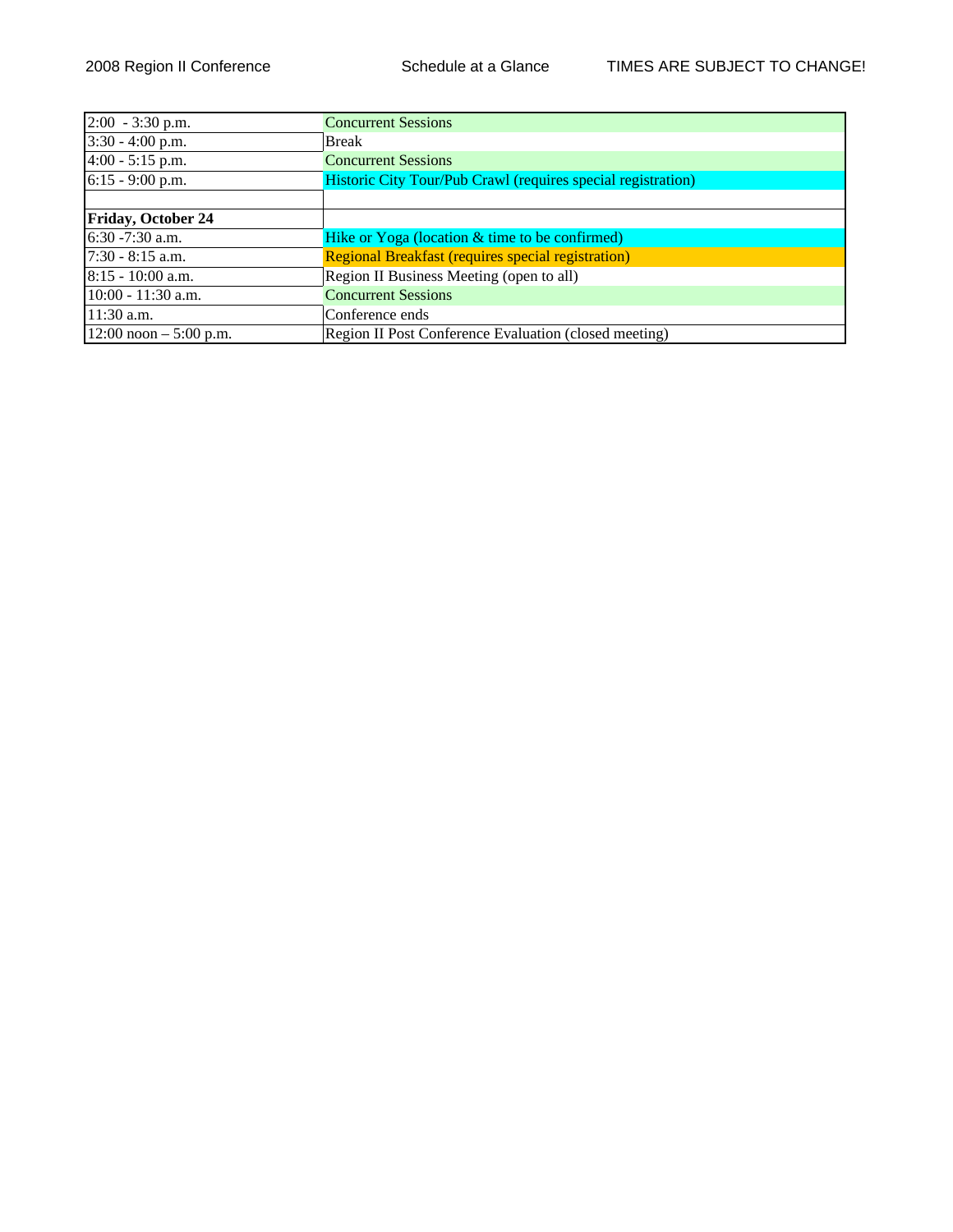| | |
|---|---|
| 2:00  - 3:30 p.m. | Concurrent Sessions |
| 3:30 - 4:00 p.m. | Break |
| 4:00 - 5:15 p.m. | Concurrent Sessions |
| 6:15 - 9:00 p.m. | Historic City Tour/Pub Crawl (requires special registration) |
| | |
| **Friday, October 24** | |
| 6:30 -7:30 a.m. | Hike or Yoga (location & time to be confirmed) |
| 7:30 - 8:15 a.m. | Regional Breakfast (requires special registration) |
| 8:15 - 10:00 a.m. | Region II Business Meeting (open to all) |
| 10:00 - 11:30 a.m. | Concurrent Sessions |
| 11:30 a.m. | Conference ends |
| 12:00 noon – 5:00 p.m. | Region II Post Conference Evaluation (closed meeting) |